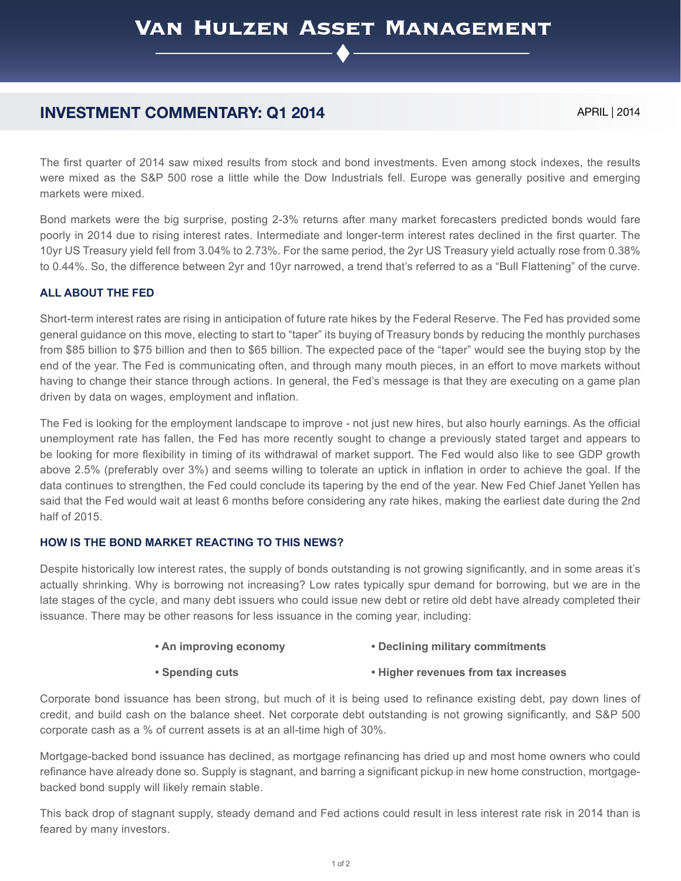# Van Hulzen Asset Management

## INVESTMENT COMMENTARY: Q1 2014

APRIL | 2014

The first quarter of 2014 saw mixed results from stock and bond investments. Even among stock indexes, the results were mixed as the S&P 500 rose a little while the Dow Industrials fell. Europe was generally positive and emerging markets were mixed.

Bond markets were the big surprise, posting 2-3% returns after many market forecasters predicted bonds would fare poorly in 2014 due to rising interest rates. Intermediate and longer-term interest rates declined in the first quarter. The 10yr US Treasury yield fell from 3.04% to 2.73%. For the same period, the 2yr US Treasury yield actually rose from 0.38% to 0.44%. So, the difference between 2yr and 10yr narrowed, a trend that's referred to as a "Bull Flattening" of the curve.

### ALL ABOUT THE FED

Short-term interest rates are rising in anticipation of future rate hikes by the Federal Reserve. The Fed has provided some general guidance on this move, electing to start to "taper" its buying of Treasury bonds by reducing the monthly purchases from $85 billion to $75 billion and then to $65 billion. The expected pace of the "taper" would see the buying stop by the end of the year. The Fed is communicating often, and through many mouth pieces, in an effort to move markets without having to change their stance through actions. In general, the Fed's message is that they are executing on a game plan driven by data on wages, employment and inflation.

The Fed is looking for the employment landscape to improve - not just new hires, but also hourly earnings. As the official unemployment rate has fallen, the Fed has more recently sought to change a previously stated target and appears to be looking for more flexibility in timing of its withdrawal of market support. The Fed would also like to see GDP growth above 2.5% (preferably over 3%) and seems willing to tolerate an uptick in inflation in order to achieve the goal. If the data continues to strengthen, the Fed could conclude its tapering by the end of the year. New Fed Chief Janet Yellen has said that the Fed would wait at least 6 months before considering any rate hikes, making the earliest date during the 2nd half of 2015.

### HOW IS THE BOND MARKET REACTING TO THIS NEWS?

Despite historically low interest rates, the supply of bonds outstanding is not growing significantly, and in some areas it's actually shrinking. Why is borrowing not increasing? Low rates typically spur demand for borrowing, but we are in the late stages of the cycle, and many debt issuers who could issue new debt or retire old debt have already completed their issuance. There may be other reasons for less issuance in the coming year, including:

- **An improving economy**
- **Declining military commitments**
- **Spending cuts**
- **Higher revenues from tax increases**

Corporate bond issuance has been strong, but much of it is being used to refinance existing debt, pay down lines of credit, and build cash on the balance sheet. Net corporate debt outstanding is not growing significantly, and S&P 500 corporate cash as a % of current assets is at an all-time high of 30%.

Mortgage-backed bond issuance has declined, as mortgage refinancing has dried up and most home owners who could refinance have already done so. Supply is stagnant, and barring a significant pickup in new home construction, mortgage-backed bond supply will likely remain stable.

This back drop of stagnant supply, steady demand and Fed actions could result in less interest rate risk in 2014 than is feared by many investors.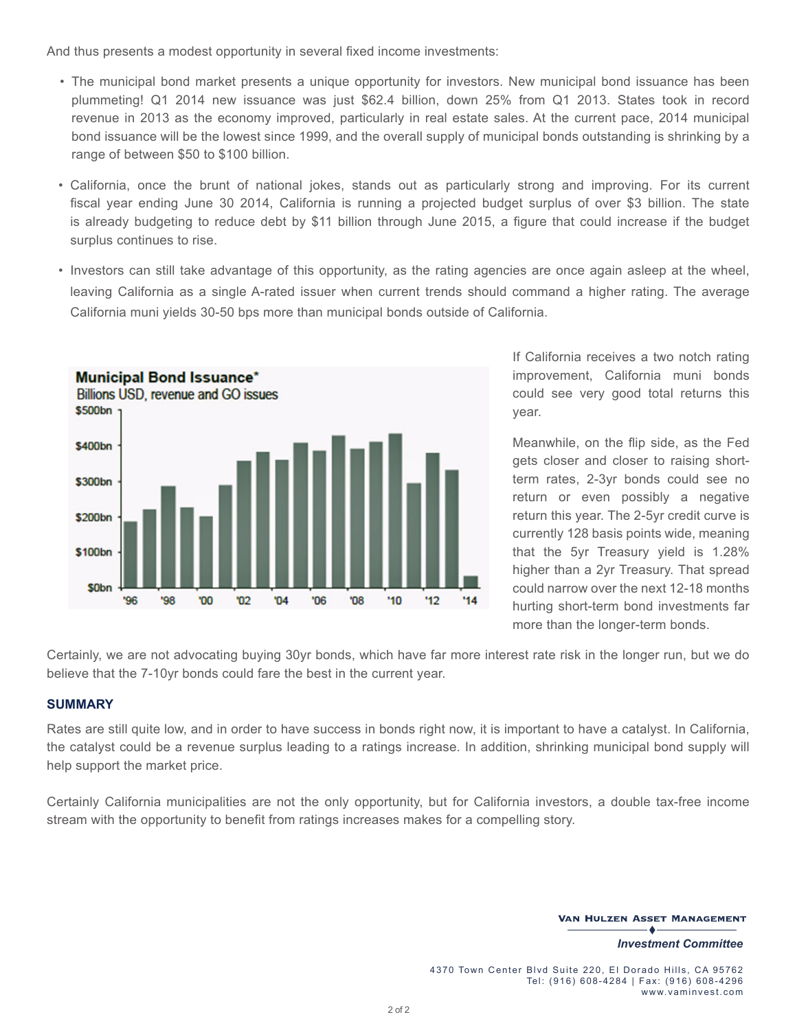And thus presents a modest opportunity in several fixed income investments:

- The municipal bond market presents a unique opportunity for investors. New municipal bond issuance has been plummeting! Q1 2014 new issuance was just $62.4 billion, down 25% from Q1 2013. States took in record revenue in 2013 as the economy improved, particularly in real estate sales. At the current pace, 2014 municipal bond issuance will be the lowest since 1999, and the overall supply of municipal bonds outstanding is shrinking by a range of between $50 to $100 billion.
- California, once the brunt of national jokes, stands out as particularly strong and improving. For its current fiscal year ending June 30 2014, California is running a projected budget surplus of over $3 billion. The state is already budgeting to reduce debt by $11 billion through June 2015, a figure that could increase if the budget surplus continues to rise.
- Investors can still take advantage of this opportunity, as the rating agencies are once again asleep at the wheel, leaving California as a single A-rated issuer when current trends should command a higher rating. The average California muni yields 30-50 bps more than municipal bonds outside of California.

**Municipal Bond Issuance***
Billions USD, revenue and GO issues
$500bn
$400bn
$300bn
$200bn
$100bn
$0bn
'96 '98 '00 '02 '04 '06 '08 '10 '12 '14

If California receives a two notch rating improvement, California muni bonds could see very good total returns this year.

Meanwhile, on the flip side, as the Fed gets closer and closer to raising short-term rates, 2-3yr bonds could see no return or even possibly a negative return this year. The 2-5yr credit curve is currently 128 basis points wide, meaning that the 5yr Treasury yield is 1.28% higher than a 2yr Treasury. That spread could narrow over the next 12-18 months hurting short-term bond investments far more than the longer-term bonds.

Certainly, we are not advocating buying 30yr bonds, which have far more interest rate risk in the longer run, but we do believe that the 7-10yr bonds could fare the best in the current year.

## SUMMARY

Rates are still quite low, and in order to have success in bonds right now, it is important to have a catalyst. In California, the catalyst could be a revenue surplus leading to a ratings increase. In addition, shrinking municipal bond supply will help support the market price.

Certainly California municipalities are not the only opportunity, but for California investors, a double tax-free income stream with the opportunity to benefit from ratings increases makes for a compelling story.

**Van Hulzen Asset Management**

***Investment Committee***

4370 Town Center Blvd Suite 220, El Dorado Hills, CA 95762
Tel: (916) 608-4284 | Fax: (916) 608-4296
www.vaminvest.com